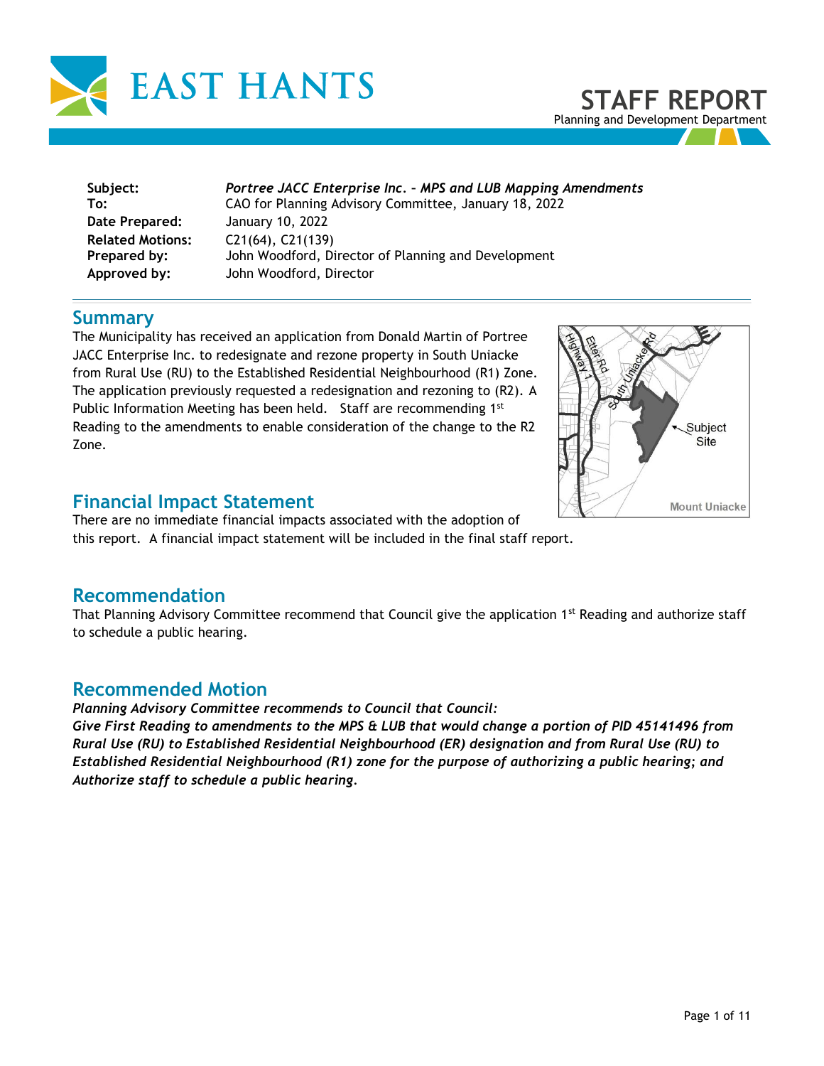# EAST HANTS

## STAFF REPORT
Planning and Development Department

| | |
|---|---|
| **Subject:** | *Portree JACC Enterprise Inc. – MPS and LUB Mapping Amendments* |
| **To:** | CAO for Planning Advisory Committee, January 18, 2022 |
| **Date Prepared:** | January 10, 2022 |
| **Related Motions:** | C21(64), C21(139) |
| **Prepared by:** | John Woodford, Director of Planning and Development |
| **Approved by:** | John Woodford, Director |

## Summary

The Municipality has received an application from Donald Martin of Portree JACC Enterprise Inc. to redesignate and rezone property in South Uniacke from Rural Use (RU) to the Established Residential Neighbourhood (R1) Zone. The application previously requested a redesignation and rezoning to (R2). A Public Information Meeting has been held. Staff are recommending 1st Reading to the amendments to enable consideration of the change to the R2 Zone.

## Financial Impact Statement

There are no immediate financial impacts associated with the adoption of this report. A financial impact statement will be included in the final staff report.

## Recommendation

That Planning Advisory Committee recommend that Council give the application 1st Reading and authorize staff to schedule a public hearing.

## Recommended Motion

***Planning Advisory Committee recommends to Council that Council:***

***Give First Reading to amendments to the MPS & LUB that would change a portion of PID 45141496 from Rural Use (RU) to Established Residential Neighbourhood (ER) designation and from Rural Use (RU) to Established Residential Neighbourhood (R1) zone for the purpose of authorizing a public hearing; and***

***Authorize staff to schedule a public hearing.***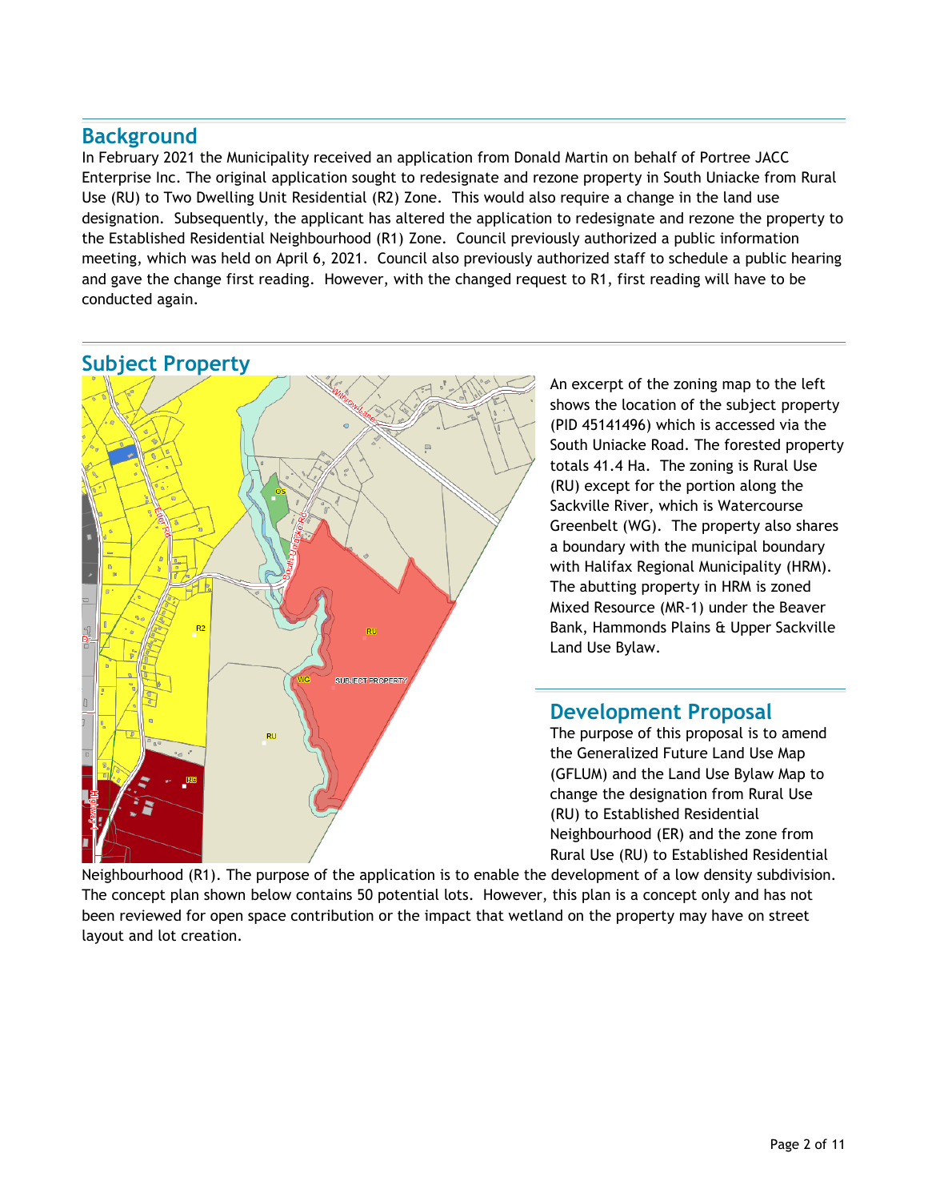## Background

In February 2021 the Municipality received an application from Donald Martin on behalf of Portree JACC Enterprise Inc. The original application sought to redesignate and rezone property in South Uniacke from Rural Use (RU) to Two Dwelling Unit Residential (R2) Zone. This would also require a change in the land use designation. Subsequently, the applicant has altered the application to redesignate and rezone the property to the Established Residential Neighbourhood (R1) Zone. Council previously authorized a public information meeting, which was held on April 6, 2021. Council also previously authorized staff to schedule a public hearing and gave the change first reading. However, with the changed request to R1, first reading will have to be conducted again.

## Subject Property

An excerpt of the zoning map to the left shows the location of the subject property (PID 45141496) which is accessed via the South Uniacke Road. The forested property totals 41.4 Ha. The zoning is Rural Use (RU) except for the portion along the Sackville River, which is Watercourse Greenbelt (WG). The property also shares a boundary with the municipal boundary with Halifax Regional Municipality (HRM). The abutting property in HRM is zoned Mixed Resource (MR-1) under the Beaver Bank, Hammonds Plains & Upper Sackville Land Use Bylaw.

## Development Proposal

The purpose of this proposal is to amend the Generalized Future Land Use Map (GFLUM) and the Land Use Bylaw Map to change the designation from Rural Use (RU) to Established Residential Neighbourhood (ER) and the zone from Rural Use (RU) to Established Residential Neighbourhood (R1). The purpose of the application is to enable the development of a low density subdivision. The concept plan shown below contains 50 potential lots. However, this plan is a concept only and has not been reviewed for open space contribution or the impact that wetland on the property may have on street layout and lot creation.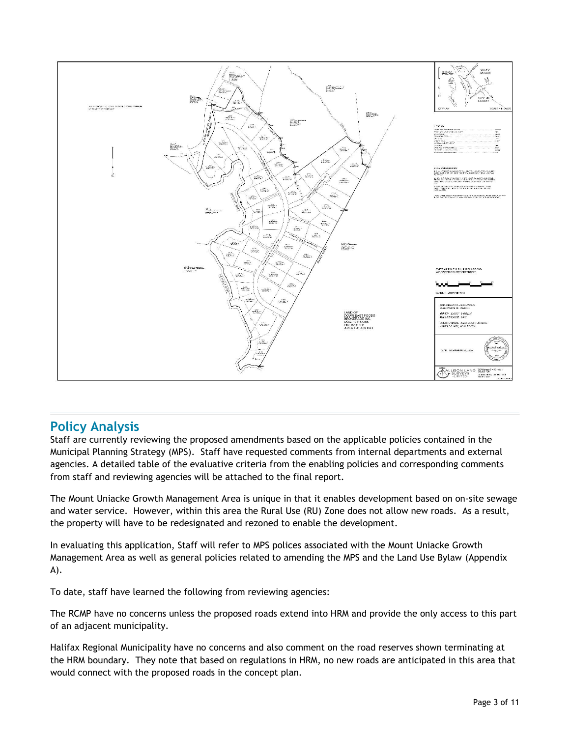## Policy Analysis

Staff are currently reviewing the proposed amendments based on the applicable policies contained in the Municipal Planning Strategy (MPS). Staff have requested comments from internal departments and external agencies. A detailed table of the evaluative criteria from the enabling policies and corresponding comments from staff and reviewing agencies will be attached to the final report.

The Mount Uniacke Growth Management Area is unique in that it enables development based on on-site sewage and water service. However, within this area the Rural Use (RU) Zone does not allow new roads. As a result, the property will have to be redesignated and rezoned to enable the development.

In evaluating this application, Staff will refer to MPS polices associated with the Mount Uniacke Growth Management Area as well as general policies related to amending the MPS and the Land Use Bylaw (Appendix A).

To date, staff have learned the following from reviewing agencies:

The RCMP have no concerns unless the proposed roads extend into HRM and provide the only access to this part of an adjacent municipality.

Halifax Regional Municipality have no concerns and also comment on the road reserves shown terminating at the HRM boundary. They note that based on regulations in HRM, no new roads are anticipated in this area that would connect with the proposed roads in the concept plan.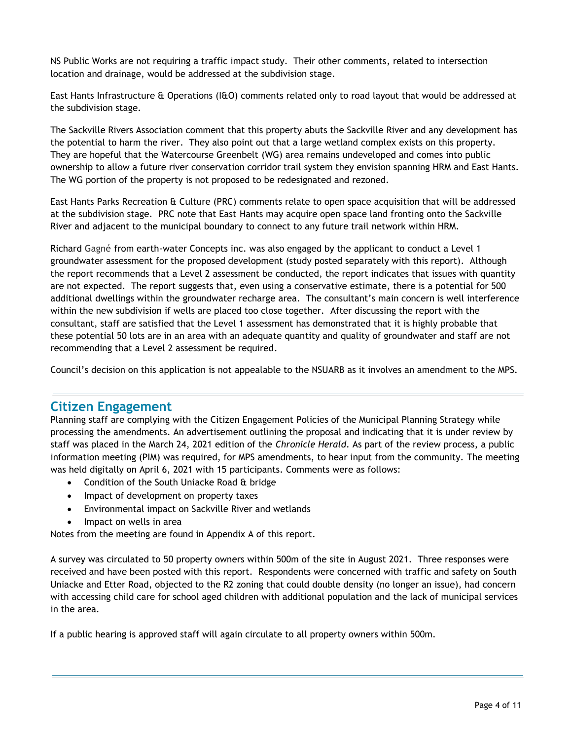NS Public Works are not requiring a traffic impact study. Their other comments, related to intersection location and drainage, would be addressed at the subdivision stage.

East Hants Infrastructure & Operations (I&O) comments related only to road layout that would be addressed at the subdivision stage.

The Sackville Rivers Association comment that this property abuts the Sackville River and any development has the potential to harm the river. They also point out that a large wetland complex exists on this property. They are hopeful that the Watercourse Greenbelt (WG) area remains undeveloped and comes into public ownership to allow a future river conservation corridor trail system they envision spanning HRM and East Hants. The WG portion of the property is not proposed to be redesignated and rezoned.

East Hants Parks Recreation & Culture (PRC) comments relate to open space acquisition that will be addressed at the subdivision stage. PRC note that East Hants may acquire open space land fronting onto the Sackville River and adjacent to the municipal boundary to connect to any future trail network within HRM.

Richard Gagné from earth-water Concepts inc. was also engaged by the applicant to conduct a Level 1 groundwater assessment for the proposed development (study posted separately with this report). Although the report recommends that a Level 2 assessment be conducted, the report indicates that issues with quantity are not expected. The report suggests that, even using a conservative estimate, there is a potential for 500 additional dwellings within the groundwater recharge area. The consultant's main concern is well interference within the new subdivision if wells are placed too close together. After discussing the report with the consultant, staff are satisfied that the Level 1 assessment has demonstrated that it is highly probable that these potential 50 lots are in an area with an adequate quantity and quality of groundwater and staff are not recommending that a Level 2 assessment be required.

Council's decision on this application is not appealable to the NSUARB as it involves an amendment to the MPS.

## Citizen Engagement

Planning staff are complying with the Citizen Engagement Policies of the Municipal Planning Strategy while processing the amendments. An advertisement outlining the proposal and indicating that it is under review by staff was placed in the March 24, 2021 edition of the *Chronicle Herald*. As part of the review process, a public information meeting (PIM) was required, for MPS amendments, to hear input from the community. The meeting was held digitally on April 6, 2021 with 15 participants. Comments were as follows:

- Condition of the South Uniacke Road & bridge
- Impact of development on property taxes
- Environmental impact on Sackville River and wetlands
- Impact on wells in area

Notes from the meeting are found in Appendix A of this report.

A survey was circulated to 50 property owners within 500m of the site in August 2021. Three responses were received and have been posted with this report. Respondents were concerned with traffic and safety on South Uniacke and Etter Road, objected to the R2 zoning that could double density (no longer an issue), had concern with accessing child care for school aged children with additional population and the lack of municipal services in the area.

If a public hearing is approved staff will again circulate to all property owners within 500m.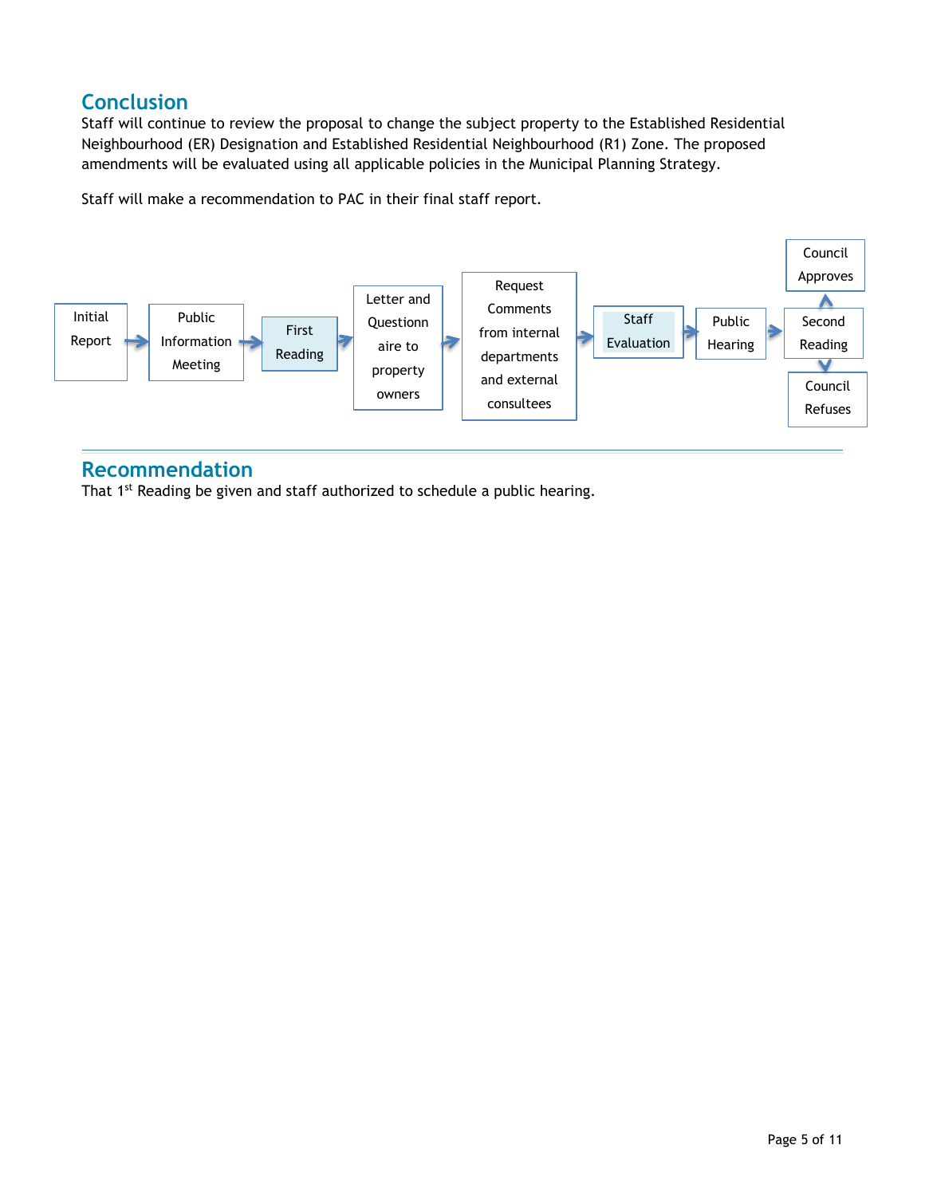## Conclusion

Staff will continue to review the proposal to change the subject property to the Established Residential Neighbourhood (ER) Designation and Established Residential Neighbourhood (R1) Zone. The proposed amendments will be evaluated using all applicable policies in the Municipal Planning Strategy.

Staff will make a recommendation to PAC in their final staff report.

Initial Report → Public Information Meeting → First Reading → Letter and Questionnaire to property owners → Request Comments from internal departments and external consultees → Staff Evaluation → Public Hearing → Second Reading → Council Approves / Council Refuses

## Recommendation

That 1st Reading be given and staff authorized to schedule a public hearing.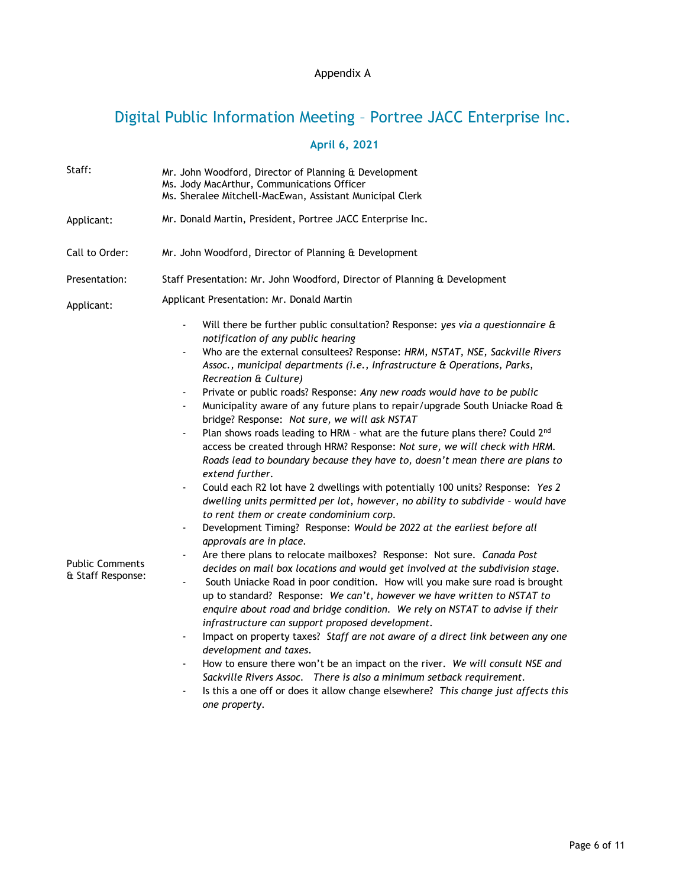Appendix A

# Digital Public Information Meeting – Portree JACC Enterprise Inc.

### April 6, 2021

**Staff:**
Mr. John Woodford, Director of Planning & Development
Ms. Jody MacArthur, Communications Officer
Ms. Sheralee Mitchell-MacEwan, Assistant Municipal Clerk

**Applicant:** Mr. Donald Martin, President, Portree JACC Enterprise Inc.

**Call to Order:** Mr. John Woodford, Director of Planning & Development

**Presentation:** Staff Presentation: Mr. John Woodford, Director of Planning & Development

**Applicant:** Applicant Presentation: Mr. Donald Martin

**Public Comments & Staff Response:**

- Will there be further public consultation? Response: *yes via a questionnaire & notification of any public hearing*
- Who are the external consultees? Response: *HRM, NSTAT, NSE, Sackville Rivers Assoc., municipal departments (i.e., Infrastructure & Operations, Parks, Recreation & Culture)*
- Private or public roads? Response: *Any new roads would have to be public*
- Municipality aware of any future plans to repair/upgrade South Uniacke Road & bridge? Response: *Not sure, we will ask NSTAT*
- Plan shows roads leading to HRM – what are the future plans there? Could 2nd access be created through HRM? Response: *Not sure, we will check with HRM. Roads lead to boundary because they have to, doesn't mean there are plans to extend further.*
- Could each R2 lot have 2 dwellings with potentially 100 units? Response: *Yes 2 dwelling units permitted per lot, however, no ability to subdivide – would have to rent them or create condominium corp.*
- Development Timing? Response: *Would be 2022 at the earliest before all approvals are in place.*
- Are there plans to relocate mailboxes? Response: Not sure. *Canada Post decides on mail box locations and would get involved at the subdivision stage.*
- South Uniacke Road in poor condition. How will you make sure road is brought up to standard? Response: *We can't, however we have written to NSTAT to enquire about road and bridge condition. We rely on NSTAT to advise if their infrastructure can support proposed development.*
- Impact on property taxes? *Staff are not aware of a direct link between any one development and taxes.*
- How to ensure there won't be an impact on the river. *We will consult NSE and Sackville Rivers Assoc. There is also a minimum setback requirement.*
- Is this a one off or does it allow change elsewhere? *This change just affects this one property.*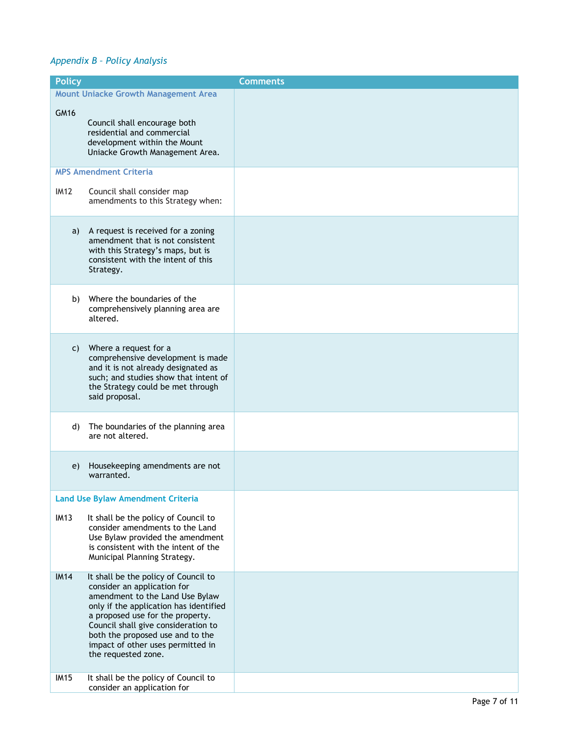*Appendix B – Policy Analysis*

| Policy | Comments |
| --- | --- |
| **Mount Uniacke Growth Management Area**<br><br>GM16 Council shall encourage both residential and commercial development within the Mount Uniacke Growth Management Area. | |
| **MPS Amendment Criteria**<br><br>IM12 Council shall consider map amendments to this Strategy when: | |
| a) A request is received for a zoning amendment that is not consistent with this Strategy's maps, but is consistent with the intent of this Strategy. | |
| b) Where the boundaries of the comprehensively planning area are altered. | |
| c) Where a request for a comprehensive development is made and it is not already designated as such; and studies show that intent of the Strategy could be met through said proposal. | |
| d) The boundaries of the planning area are not altered. | |
| e) Housekeeping amendments are not warranted. | |
| **Land Use Bylaw Amendment Criteria**<br><br>IM13 It shall be the policy of Council to consider amendments to the Land Use Bylaw provided the amendment is consistent with the intent of the Municipal Planning Strategy. | |
| IM14 It shall be the policy of Council to consider an application for amendment to the Land Use Bylaw only if the application has identified a proposed use for the property. Council shall give consideration to both the proposed use and to the impact of other uses permitted in the requested zone. | |
| IM15 It shall be the policy of Council to consider an application for | |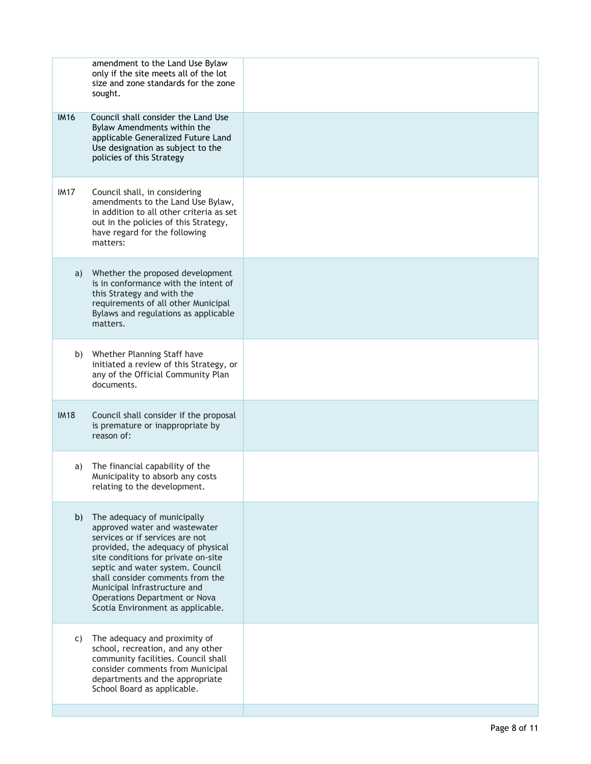| | | |
|---|---|---|
| | amendment to the Land Use Bylaw only if the site meets all of the lot size and zone standards for the zone sought. | |
| IM16 | Council shall consider the Land Use Bylaw Amendments within the applicable Generalized Future Land Use designation as subject to the policies of this Strategy | |
| IM17 | Council shall, in considering amendments to the Land Use Bylaw, in addition to all other criteria as set out in the policies of this Strategy, have regard for the following matters: | |
| a) | Whether the proposed development is in conformance with the intent of this Strategy and with the requirements of all other Municipal Bylaws and regulations as applicable matters. | |
| b) | Whether Planning Staff have initiated a review of this Strategy, or any of the Official Community Plan documents. | |
| IM18 | Council shall consider if the proposal is premature or inappropriate by reason of: | |
| a) | The financial capability of the Municipality to absorb any costs relating to the development. | |
| b) | The adequacy of municipally approved water and wastewater services or if services are not provided, the adequacy of physical site conditions for private on-site septic and water system. Council shall consider comments from the Municipal Infrastructure and Operations Department or Nova Scotia Environment as applicable. | |
| c) | The adequacy and proximity of school, recreation, and any other community facilities. Council shall consider comments from Municipal departments and the appropriate School Board as applicable. | |
| | | |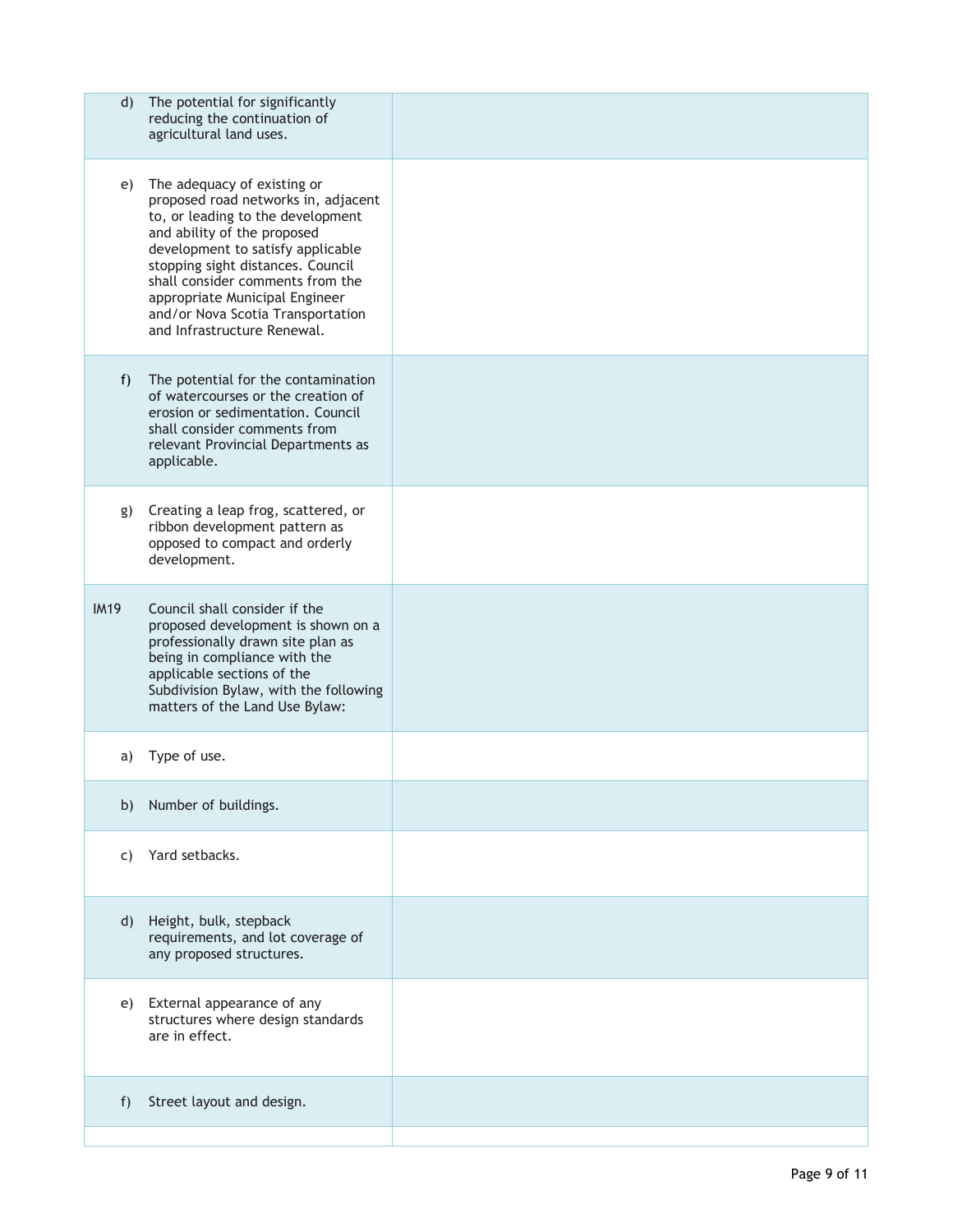| | | |
|---|---|---|
| d) | The potential for significantly reducing the continuation of agricultural land uses. | |
| e) | The adequacy of existing or proposed road networks in, adjacent to, or leading to the development and ability of the proposed development to satisfy applicable stopping sight distances. Council shall consider comments from the appropriate Municipal Engineer and/or Nova Scotia Transportation and Infrastructure Renewal. | |
| f) | The potential for the contamination of watercourses or the creation of erosion or sedimentation. Council shall consider comments from relevant Provincial Departments as applicable. | |
| g) | Creating a leap frog, scattered, or ribbon development pattern as opposed to compact and orderly development. | |
| IM19 | Council shall consider if the proposed development is shown on a professionally drawn site plan as being in compliance with the applicable sections of the Subdivision Bylaw, with the following matters of the Land Use Bylaw: | |
| a) | Type of use. | |
| b) | Number of buildings. | |
| c) | Yard setbacks. | |
| d) | Height, bulk, stepback requirements, and lot coverage of any proposed structures. | |
| e) | External appearance of any structures where design standards are in effect. | |
| f) | Street layout and design. | |
| | | |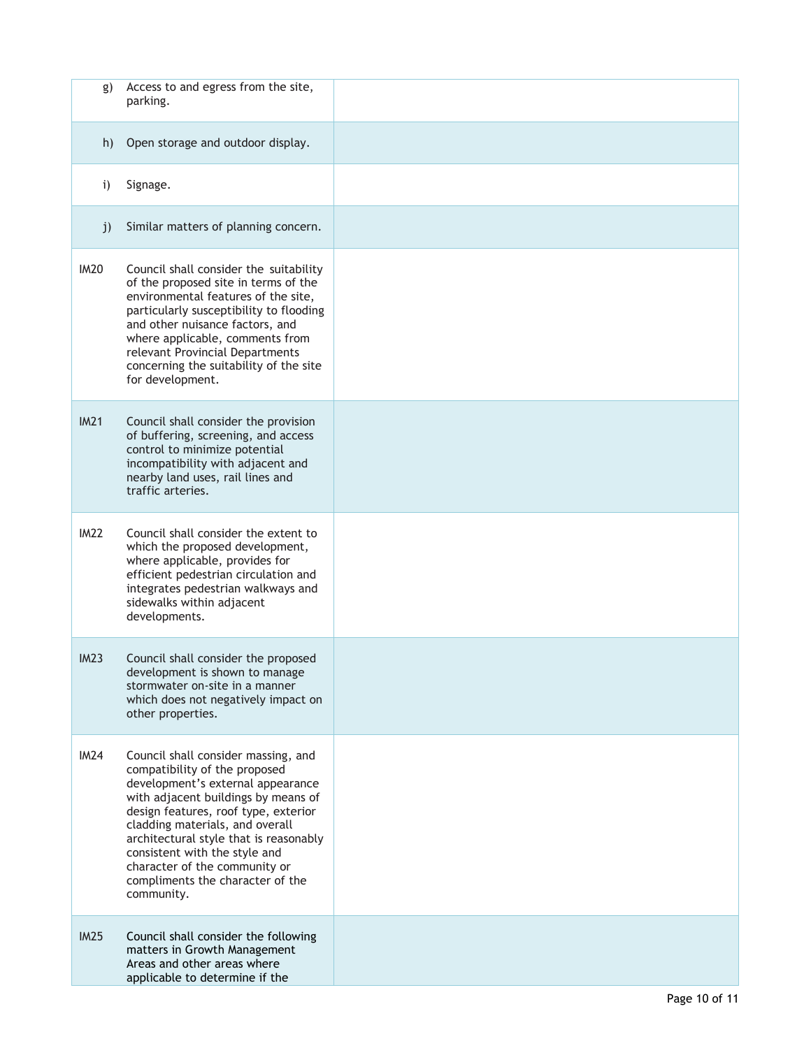| | | |
|---|---|---|
| g) | Access to and egress from the site, parking. | |
| h) | Open storage and outdoor display. | |
| i) | Signage. | |
| j) | Similar matters of planning concern. | |
| IM20 | Council shall consider the suitability of the proposed site in terms of the environmental features of the site, particularly susceptibility to flooding and other nuisance factors, and where applicable, comments from relevant Provincial Departments concerning the suitability of the site for development. | |
| IM21 | Council shall consider the provision of buffering, screening, and access control to minimize potential incompatibility with adjacent and nearby land uses, rail lines and traffic arteries. | |
| IM22 | Council shall consider the extent to which the proposed development, where applicable, provides for efficient pedestrian circulation and integrates pedestrian walkways and sidewalks within adjacent developments. | |
| IM23 | Council shall consider the proposed development is shown to manage stormwater on-site in a manner which does not negatively impact on other properties. | |
| IM24 | Council shall consider massing, and compatibility of the proposed development's external appearance with adjacent buildings by means of design features, roof type, exterior cladding materials, and overall architectural style that is reasonably consistent with the style and character of the community or compliments the character of the community. | |
| IM25 | Council shall consider the following matters in Growth Management Areas and other areas where applicable to determine if the | |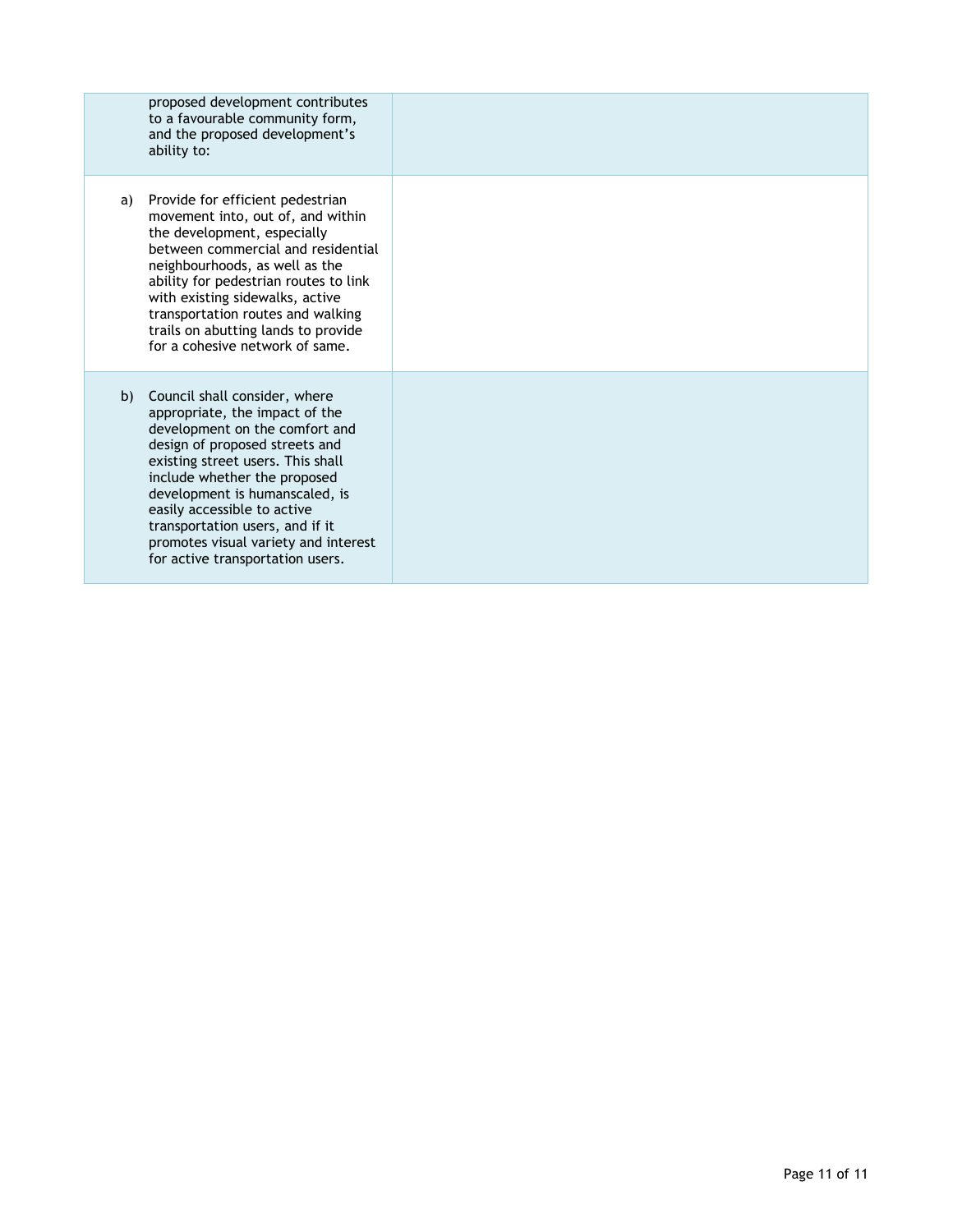| | |
|---|---|
| proposed development contributes to a favourable community form, and the proposed development's ability to: | |
| a) Provide for efficient pedestrian movement into, out of, and within the development, especially between commercial and residential neighbourhoods, as well as the ability for pedestrian routes to link with existing sidewalks, active transportation routes and walking trails on abutting lands to provide for a cohesive network of same. | |
| b) Council shall consider, where appropriate, the impact of the development on the comfort and design of proposed streets and existing street users. This shall include whether the proposed development is humanscaled, is easily accessible to active transportation users, and if it promotes visual variety and interest for active transportation users. | |